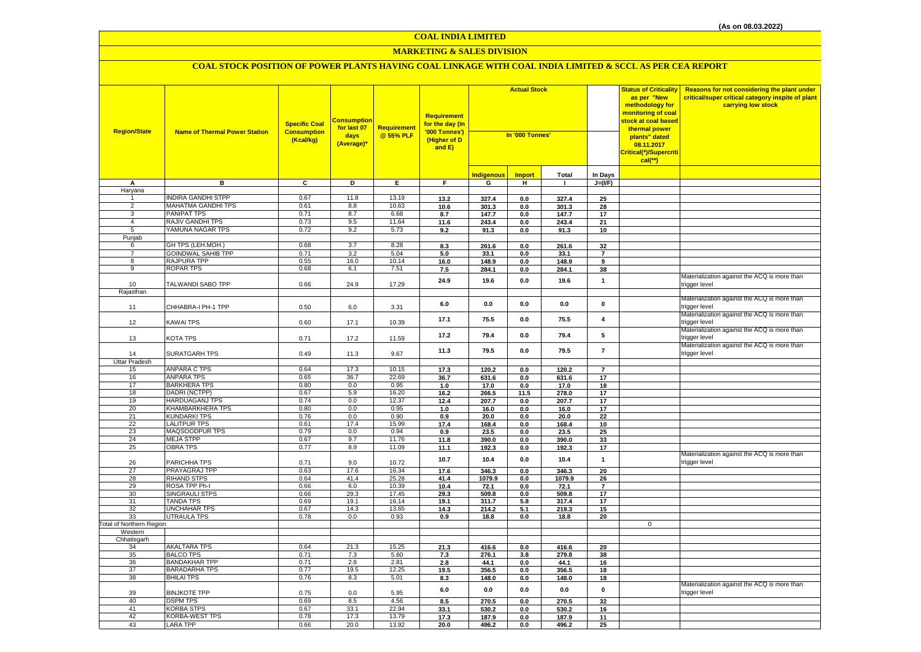(As on 08.03.2022)

# COAL INDIA LIMITED

## MARKETING & SALES DIVISION

### COAL STOCK POSITION OF POWER PLANTS HAVING COAL LINKAGE WITH COAL INDIA LIMITED & SCCL AS PER CEA REPORT

| Region/State | Name of Thermal Power Station | Specific Coal Consumption (Kcal/kg) | Consumption for last 07 days (Average)* | Requirement @ 55% PLF | Requirement for the day (In '000 Tonnes') (Higher of D and E) | Actual Stock In '000 Tonnes' | | | | Status of Criticality as per "New methodology for monitoring of coal stock at coal based thermal power plants" dated 08.11.2017 Critical(*)/Supercritical(**) | Reasons for not considering the plant under critical/super critical category inspite of plant carrying low stock |
|---|---|---|---|---|---|---|---|---|---|---|---|
| | | | | | | Indigenous | Import | Total | In Days | | |
| A | B | C | D | E | F | G | H | I | J=(I/F) | | |
| Haryana | | | | | | | | | | | |
| 1 | INDIRA GANDHI STPP | 0.67 | 11.8 | 13.19 | 13.2 | 327.4 | 0.0 | 327.4 | 25 | | |
| 2 | MAHATMA GANDHI TPS | 0.61 | 8.8 | 10.63 | 10.6 | 301.3 | 0.0 | 301.3 | 28 | | |
| 3 | PANIPAT TPS | 0.71 | 8.7 | 6.68 | 8.7 | 147.7 | 0.0 | 147.7 | 17 | | |
| 4 | RAJIV GANDHI TPS | 0.73 | 9.5 | 11.64 | 11.6 | 243.4 | 0.0 | 243.4 | 21 | | |
| 5 | YAMUNA NAGAR TPS | 0.72 | 9.2 | 5.73 | 9.2 | 91.3 | 0.0 | 91.3 | 10 | | |
| Punjab | | | | | | | | | | | |
| 6 | GH TPS (LEH.MOH.) | 0.68 | 3.7 | 8.28 | 8.3 | 261.6 | 0.0 | 261.6 | 32 | | |
| 7 | GOINDWAL SAHIB TPP | 0.71 | 3.2 | 5.04 | 5.0 | 33.1 | 0.0 | 33.1 | 7 | | |
| 8 | RAJPURA TPP | 0.55 | 16.0 | 10.14 | 16.0 | 148.9 | 0.0 | 148.9 | 9 | | |
| 9 | ROPAR TPS | 0.68 | 6.1 | 7.51 | 7.5 | 284.1 | 0.0 | 284.1 | 38 | | |
| 10 | TALWANDI SABO TPP | 0.66 | 24.9 | 17.29 | 24.9 | 19.6 | 0.0 | 19.6 | 1 | | Materialization against the ACQ is more than trigger level |
| Rajasthan | | | | | | | | | | | |
| 11 | CHHABRA-I PH-1 TPP | 0.50 | 6.0 | 3.31 | 6.0 | 0.0 | 0.0 | 0.0 | 0 | | Materialization against the ACQ is more than trigger level |
| 12 | KAWAI TPS | 0.60 | 17.1 | 10.39 | 17.1 | 75.5 | 0.0 | 75.5 | 4 | | Materialization against the ACQ is more than trigger level |
| 13 | KOTA TPS | 0.71 | 17.2 | 11.59 | 17.2 | 79.4 | 0.0 | 79.4 | 5 | | Materialization against the ACQ is more than trigger level |
| 14 | SURATGARH TPS | 0.49 | 11.3 | 9.67 | 11.3 | 79.5 | 0.0 | 79.5 | 7 | | Materialization against the ACQ is more than trigger level |
| Uttar Pradesh | | | | | | | | | | | |
| 15 | ANPARA C TPS | 0.64 | 17.3 | 10.15 | 17.3 | 120.2 | 0.0 | 120.2 | 7 | | |
| 16 | ANPARA TPS | 0.65 | 36.7 | 22.69 | 36.7 | 631.6 | 0.0 | 631.6 | 17 | | |
| 17 | BARKHERA TPS | 0.80 | 0.0 | 0.95 | 1.0 | 17.0 | 0.0 | 17.0 | 18 | | |
| 18 | DADRI (NCTPP) | 0.67 | 5.9 | 16.20 | 16.2 | 266.5 | 11.5 | 278.0 | 17 | | |
| 19 | HARDUAGANJ TPS | 0.74 | 0.0 | 12.37 | 12.4 | 207.7 | 0.0 | 207.7 | 17 | | |
| 20 | KHAMBARKHERA TPS | 0.80 | 0.0 | 0.95 | 1.0 | 16.0 | 0.0 | 16.0 | 17 | | |
| 21 | KUNDARKI TPS | 0.76 | 0.0 | 0.90 | 0.9 | 20.0 | 0.0 | 20.0 | 22 | | |
| 22 | LALITPUR TPS | 0.61 | 17.4 | 15.99 | 17.4 | 168.4 | 0.0 | 168.4 | 10 | | |
| 23 | MAQSOODPUR TPS | 0.79 | 0.0 | 0.94 | 0.9 | 23.5 | 0.0 | 23.5 | 25 | | |
| 24 | MEJA STPP | 0.67 | 9.7 | 11.76 | 11.8 | 390.0 | 0.0 | 390.0 | 33 | | |
| 25 | OBRA TPS | 0.77 | 8.9 | 11.09 | 11.1 | 192.3 | 0.0 | 192.3 | 17 | | |
| 26 | PARICHHA TPS | 0.71 | 9.0 | 10.72 | 10.7 | 10.4 | 0.0 | 10.4 | 1 | | Materialization against the ACQ is more than trigger level |
| 27 | PRAYAGRAJ TPP | 0.63 | 17.6 | 16.34 | 17.6 | 346.3 | 0.0 | 346.3 | 20 | | |
| 28 | RIHAND STPS | 0.64 | 41.4 | 25.28 | 41.4 | 1079.9 | 0.0 | 1079.9 | 26 | | |
| 29 | ROSA TPP Ph-I | 0.66 | 6.0 | 10.39 | 10.4 | 72.1 | 0.0 | 72.1 | 7 | | |
| 30 | SINGRAULI STPS | 0.66 | 29.3 | 17.45 | 29.3 | 509.8 | 0.0 | 509.8 | 17 | | |
| 31 | TANDA TPS | 0.69 | 19.1 | 16.14 | 19.1 | 311.7 | 5.8 | 317.4 | 17 | | |
| 32 | UNCHAHAR TPS | 0.67 | 14.3 | 13.65 | 14.3 | 214.2 | 5.1 | 219.3 | 15 | | |
| 33 | UTRAULA TPS | 0.78 | 0.0 | 0.93 | 0.9 | 18.8 | 0.0 | 18.8 | 20 | | |
| Total of Northern Region | | | | | | | | | | 0 | |
| Western | | | | | | | | | | | |
| Chhatisgarh | | | | | | | | | | | |
| 34 | AKALTARA TPS | 0.64 | 21.3 | 15.25 | 21.3 | 416.6 | 0.0 | 416.6 | 20 | | |
| 35 | BALCO TPS | 0.71 | 7.3 | 5.60 | 7.3 | 276.1 | 3.8 | 279.8 | 38 | | |
| 36 | BANDAKHAR TPP | 0.71 | 2.8 | 2.81 | 2.8 | 44.1 | 0.0 | 44.1 | 16 | | |
| 37 | BARADARHA TPS | 0.77 | 19.5 | 12.25 | 19.5 | 356.5 | 0.0 | 356.5 | 18 | | |
| 38 | BHILAI TPS | 0.76 | 8.3 | 5.01 | 8.3 | 148.0 | 0.0 | 148.0 | 18 | | |
| 39 | BINJKOTE TPP | 0.75 | 0.0 | 5.95 | 6.0 | 0.0 | 0.0 | 0.0 | 0 | | Materialization against the ACQ is more than trigger level |
| 40 | DSPM TPS | 0.69 | 8.5 | 4.56 | 8.5 | 270.5 | 0.0 | 270.5 | 32 | | |
| 41 | KORBA STPS | 0.67 | 33.1 | 22.94 | 33.1 | 530.2 | 0.0 | 530.2 | 16 | | |
| 42 | KORBA-WEST TPS | 0.78 | 17.3 | 13.79 | 17.3 | 187.9 | 0.0 | 187.9 | 11 | | |
| 43 | LARA TPP | 0.66 | 20.0 | 13.92 | 20.0 | 496.2 | 0.0 | 496.2 | 25 | | |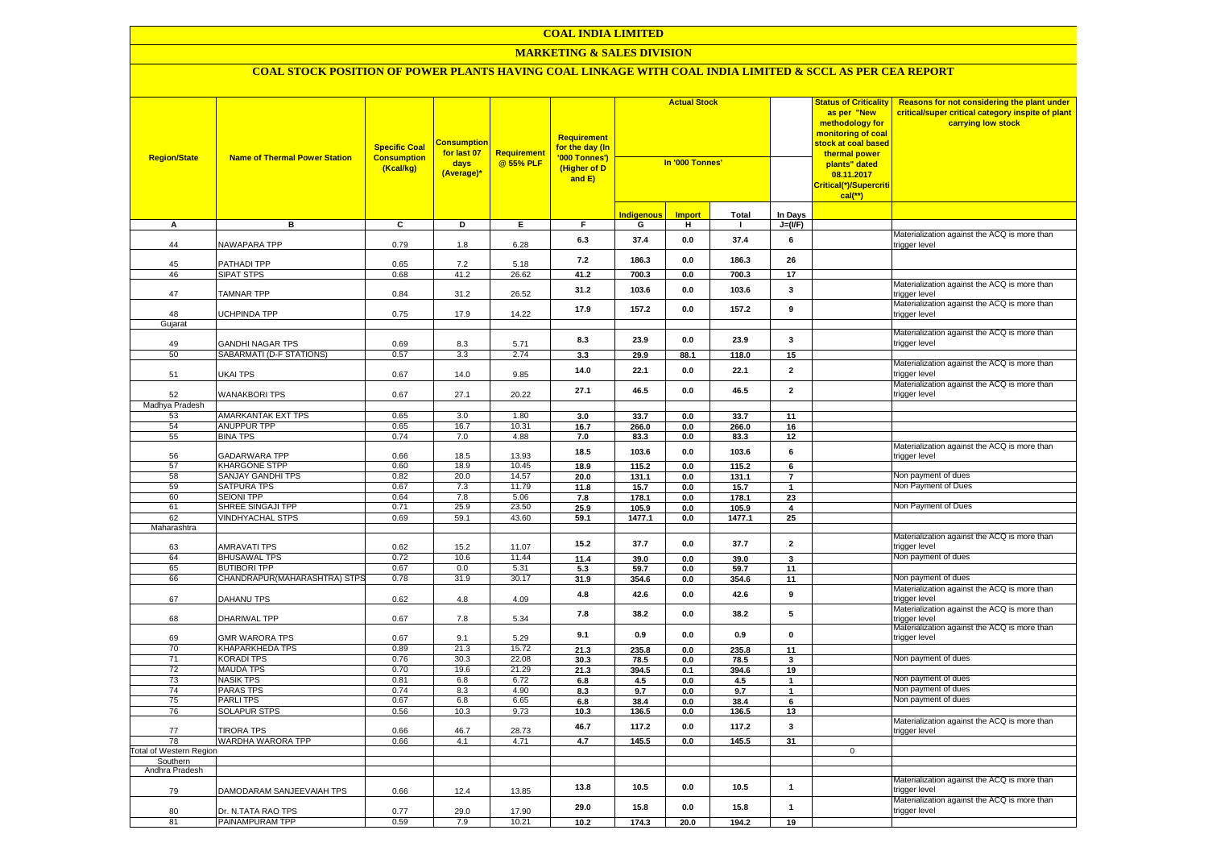# COAL INDIA LIMITED

## MARKETING & SALES DIVISION

### COAL STOCK POSITION OF POWER PLANTS HAVING COAL LINKAGE WITH COAL INDIA LIMITED & SCCL AS PER CEA REPORT

| Region/State | Name of Thermal Power Station | Specific Coal Consumption (Kcal/kg) | Consumption for last 07 days (Average)* | Requirement @ 55% PLF | Requirement for the day (In '000 Tonnes') (Higher of D and E) | Actual Stock In '000 Tonnes' | | | | Status of Criticality as per "New methodology for monitoring of coal stock at coal based thermal power plants" dated 08.11.2017 Critical(*)/Supercritical(**) | Reasons for not considering the plant under critical/super critical category inspite of plant carrying low stock |
|---|---|---|---|---|---|---|---|---|---|---|---|
| | | | | | | Indigenous | Import | Total | In Days | | |
| A | B | C | D | E | F | G | H | I | J=(I/F) | | |
| 44 | NAWAPARA TPP | 0.79 | 1.8 | 6.28 | 6.3 | 37.4 | 0.0 | 37.4 | 6 | | Materialization against the ACQ is more than trigger level |
| 45 | PATHADI TPP | 0.65 | 7.2 | 5.18 | 7.2 | 186.3 | 0.0 | 186.3 | 26 | | |
| 46 | SIPAT STPS | 0.68 | 41.2 | 26.62 | 41.2 | 700.3 | 0.0 | 700.3 | 17 | | |
| 47 | TAMNAR TPP | 0.84 | 31.2 | 26.52 | 31.2 | 103.6 | 0.0 | 103.6 | 3 | | Materialization against the ACQ is more than trigger level |
| 48 | UCHPINDA TPP | 0.75 | 17.9 | 14.22 | 17.9 | 157.2 | 0.0 | 157.2 | 9 | | Materialization against the ACQ is more than trigger level |
| Gujarat | | | | | | | | | | | |
| 49 | GANDHI NAGAR TPS | 0.69 | 8.3 | 5.71 | 8.3 | 23.9 | 0.0 | 23.9 | 3 | | Materialization against the ACQ is more than trigger level |
| 50 | SABARMATI (D-F STATIONS) | 0.57 | 3.3 | 2.74 | 3.3 | 29.9 | 88.1 | 118.0 | 15 | | |
| 51 | UKAI TPS | 0.67 | 14.0 | 9.85 | 14.0 | 22.1 | 0.0 | 22.1 | 2 | | Materialization against the ACQ is more than trigger level |
| 52 | WANAKBORI TPS | 0.67 | 27.1 | 20.22 | 27.1 | 46.5 | 0.0 | 46.5 | 2 | | Materialization against the ACQ is more than trigger level |
| Madhya Pradesh | | | | | | | | | | | |
| 53 | AMARKANTAK EXT TPS | 0.65 | 3.0 | 1.80 | 3.0 | 33.7 | 0.0 | 33.7 | 11 | | |
| 54 | ANUPPUR TPP | 0.65 | 16.7 | 10.31 | 16.7 | 266.0 | 0.0 | 266.0 | 16 | | |
| 55 | BINA TPS | 0.74 | 7.0 | 4.88 | 7.0 | 83.3 | 0.0 | 83.3 | 12 | | |
| 56 | GADARWARA TPP | 0.66 | 18.5 | 13.93 | 18.5 | 103.6 | 0.0 | 103.6 | 6 | | Materialization against the ACQ is more than trigger level |
| 57 | KHARGONE STPP | 0.60 | 18.9 | 10.45 | 18.9 | 115.2 | 0.0 | 115.2 | 6 | | |
| 58 | SANJAY GANDHI TPS | 0.82 | 20.0 | 14.57 | 20.0 | 131.1 | 0.0 | 131.1 | 7 | | Non payment of dues |
| 59 | SATPURA TPS | 0.67 | 7.3 | 11.79 | 11.8 | 15.7 | 0.0 | 15.7 | 1 | | Non Payment of Dues |
| 60 | SEIONI TPP | 0.64 | 7.8 | 5.06 | 7.8 | 178.1 | 0.0 | 178.1 | 23 | | |
| 61 | SHREE SINGAJI TPP | 0.71 | 25.9 | 23.50 | 25.9 | 105.9 | 0.0 | 105.9 | 4 | | Non Payment of Dues |
| 62 | VINDHYACHAL STPS | 0.69 | 59.1 | 43.60 | 59.1 | 1477.1 | 0.0 | 1477.1 | 25 | | |
| Maharashtra | | | | | | | | | | | |
| 63 | AMRAVATI TPS | 0.62 | 15.2 | 11.07 | 15.2 | 37.7 | 0.0 | 37.7 | 2 | | Materialization against the ACQ is more than trigger level |
| 64 | BHUSAWAL TPS | 0.72 | 10.6 | 11.44 | 11.4 | 39.0 | 0.0 | 39.0 | 3 | | Non payment of dues |
| 65 | BUTIBORI TPP | 0.67 | 0.0 | 5.31 | 5.3 | 59.7 | 0.0 | 59.7 | 11 | | |
| 66 | CHANDRAPUR(MAHARASHTRA) STPS | 0.78 | 31.9 | 30.17 | 31.9 | 354.6 | 0.0 | 354.6 | 11 | | Non payment of dues |
| 67 | DAHANU TPS | 0.62 | 4.8 | 4.09 | 4.8 | 42.6 | 0.0 | 42.6 | 9 | | Materialization against the ACQ is more than trigger level |
| 68 | DHARIWAL TPP | 0.67 | 7.8 | 5.34 | 7.8 | 38.2 | 0.0 | 38.2 | 5 | | Materialization against the ACQ is more than trigger level |
| 69 | GMR WARORA TPS | 0.67 | 9.1 | 5.29 | 9.1 | 0.9 | 0.0 | 0.9 | 0 | | Materialization against the ACQ is more than trigger level |
| 70 | KHAPARKHEDA TPS | 0.89 | 21.3 | 15.72 | 21.3 | 235.8 | 0.0 | 235.8 | 11 | | |
| 71 | KORADI TPS | 0.76 | 30.3 | 22.08 | 30.3 | 78.5 | 0.0 | 78.5 | 3 | | Non payment of dues |
| 72 | MAUDA TPS | 0.70 | 19.6 | 21.29 | 21.3 | 394.5 | 0.1 | 394.6 | 19 | | |
| 73 | NASIK TPS | 0.81 | 6.8 | 6.72 | 6.8 | 4.5 | 0.0 | 4.5 | 1 | | Non payment of dues |
| 74 | PARAS TPS | 0.74 | 8.3 | 4.90 | 8.3 | 9.7 | 0.0 | 9.7 | 1 | | Non payment of dues |
| 75 | PARLI TPS | 0.67 | 6.8 | 6.65 | 6.8 | 38.4 | 0.0 | 38.4 | 6 | | Non payment of dues |
| 76 | SOLAPUR STPS | 0.56 | 10.3 | 9.73 | 10.3 | 136.5 | 0.0 | 136.5 | 13 | | |
| 77 | TIRORA TPS | 0.66 | 46.7 | 28.73 | 46.7 | 117.2 | 0.0 | 117.2 | 3 | | Materialization against the ACQ is more than trigger level |
| 78 | WARDHA WARORA TPP | 0.66 | 4.1 | 4.71 | 4.7 | 145.5 | 0.0 | 145.5 | 31 | | |
| Total of Western Region | | | | | | | | | | 0 | |
| Southern | | | | | | | | | | | |
| Andhra Pradesh | | | | | | | | | | | |
| 79 | DAMODARAM SANJEEVAIAH TPS | 0.66 | 12.4 | 13.85 | 13.8 | 10.5 | 0.0 | 10.5 | 1 | | Materialization against the ACQ is more than trigger level |
| 80 | Dr. N.TATA RAO TPS | 0.77 | 29.0 | 17.90 | 29.0 | 15.8 | 0.0 | 15.8 | 1 | | Materialization against the ACQ is more than trigger level |
| 81 | PAINAMPURAM TPP | 0.59 | 7.9 | 10.21 | 10.2 | 174.3 | 20.0 | 194.2 | 19 | | |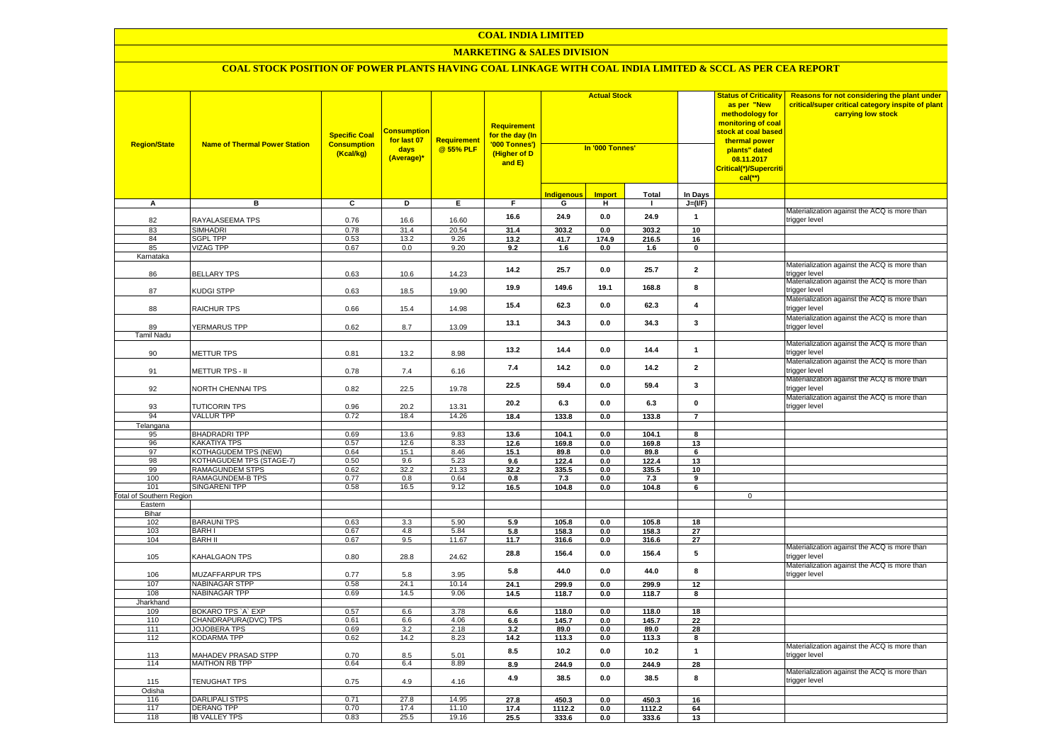# COAL INDIA LIMITED

## MARKETING & SALES DIVISION

### COAL STOCK POSITION OF POWER PLANTS HAVING COAL LINKAGE WITH COAL INDIA LIMITED & SCCL AS PER CEA REPORT

| Region/State | Name of Thermal Power Station | Specific Coal Consumption (Kcal/kg) | Consumption for last 07 days (Average)* | Requirement @ 55% PLF | Requirement for the day (In '000 Tonnes') (Higher of D and E) | Actual Stock In '000 Tonnes' | | | | Status of Criticality as per "New methodology for monitoring of coal stock at coal based thermal power plants" dated 08.11.2017 Critical(*)/Supercritical(**) | Reasons for not considering the plant under critical/super critical category inspite of plant carrying low stock |
|---|---|---|---|---|---|---|---|---|---|---|---|
| | | | | | | Indigenous | Import | Total | In Days | | |
| A | B | C | D | E | F | G | H | I | J=(I/F) | | |
| 82 | RAYALASEEMA TPS | 0.76 | 16.6 | 16.60 | 16.6 | 24.9 | 0.0 | 24.9 | 1 | | Materialization against the ACQ is more than trigger level |
| 83 | SIMHADRI | 0.78 | 31.4 | 20.54 | 31.4 | 303.2 | 0.0 | 303.2 | 10 | | |
| 84 | SGPL TPP | 0.53 | 13.2 | 9.26 | 13.2 | 41.7 | 174.9 | 216.5 | 16 | | |
| 85 | VIZAG TPP | 0.67 | 0.0 | 9.20 | 9.2 | 1.6 | 0.0 | 1.6 | 0 | | |
| Karnataka | | | | | | | | | | | |
| 86 | BELLARY TPS | 0.63 | 10.6 | 14.23 | 14.2 | 25.7 | 0.0 | 25.7 | 2 | | Materialization against the ACQ is more than trigger level |
| 87 | KUDGI STPP | 0.63 | 18.5 | 19.90 | 19.9 | 149.6 | 19.1 | 168.8 | 8 | | Materialization against the ACQ is more than trigger level |
| 88 | RAICHUR TPS | 0.66 | 15.4 | 14.98 | 15.4 | 62.3 | 0.0 | 62.3 | 4 | | Materialization against the ACQ is more than trigger level |
| 89 | YERMARUS TPP | 0.62 | 8.7 | 13.09 | 13.1 | 34.3 | 0.0 | 34.3 | 3 | | Materialization against the ACQ is more than trigger level |
| Tamil Nadu | | | | | | | | | | | |
| 90 | METTUR TPS | 0.81 | 13.2 | 8.98 | 13.2 | 14.4 | 0.0 | 14.4 | 1 | | Materialization against the ACQ is more than trigger level |
| 91 | METTUR TPS - II | 0.78 | 7.4 | 6.16 | 7.4 | 14.2 | 0.0 | 14.2 | 2 | | Materialization against the ACQ is more than trigger level |
| 92 | NORTH CHENNAI TPS | 0.82 | 22.5 | 19.78 | 22.5 | 59.4 | 0.0 | 59.4 | 3 | | Materialization against the ACQ is more than trigger level |
| 93 | TUTICORIN TPS | 0.96 | 20.2 | 13.31 | 20.2 | 6.3 | 0.0 | 6.3 | 0 | | Materialization against the ACQ is more than trigger level |
| 94 | VALLUR TPP | 0.72 | 18.4 | 14.26 | 18.4 | 133.8 | 0.0 | 133.8 | 7 | | |
| Telangana | | | | | | | | | | | |
| 95 | BHADRADRI TPP | 0.69 | 13.6 | 9.83 | 13.6 | 104.1 | 0.0 | 104.1 | 8 | | |
| 96 | KAKATIYA TPS | 0.57 | 12.6 | 8.33 | 12.6 | 169.8 | 0.0 | 169.8 | 13 | | |
| 97 | KOTHAGUDEM TPS (NEW) | 0.64 | 15.1 | 8.46 | 15.1 | 89.8 | 0.0 | 89.8 | 6 | | |
| 98 | KOTHAGUDEM TPS (STAGE-7) | 0.50 | 9.6 | 5.23 | 9.6 | 122.4 | 0.0 | 122.4 | 13 | | |
| 99 | RAMAGUNDEM STPS | 0.62 | 32.2 | 21.33 | 32.2 | 335.5 | 0.0 | 335.5 | 10 | | |
| 100 | RAMAGUNDEM-B TPS | 0.77 | 0.8 | 0.64 | 0.8 | 7.3 | 0.0 | 7.3 | 9 | | |
| 101 | SINGARENI TPP | 0.58 | 16.5 | 9.12 | 16.5 | 104.8 | 0.0 | 104.8 | 6 | | |
| Total of Southern Region | | | | | | | | | | 0 | |
| Eastern | | | | | | | | | | | |
| Bihar | | | | | | | | | | | |
| 102 | BARAUNI TPS | 0.63 | 3.3 | 5.90 | 5.9 | 105.8 | 0.0 | 105.8 | 18 | | |
| 103 | BARH I | 0.67 | 4.8 | 5.84 | 5.8 | 158.3 | 0.0 | 158.3 | 27 | | |
| 104 | BARH II | 0.67 | 9.5 | 11.67 | 11.7 | 316.6 | 0.0 | 316.6 | 27 | | |
| 105 | KAHALGAON TPS | 0.80 | 28.8 | 24.62 | 28.8 | 156.4 | 0.0 | 156.4 | 5 | | Materialization against the ACQ is more than trigger level |
| 106 | MUZAFFARPUR TPS | 0.77 | 5.8 | 3.95 | 5.8 | 44.0 | 0.0 | 44.0 | 8 | | Materialization against the ACQ is more than trigger level |
| 107 | NABINAGAR STPP | 0.58 | 24.1 | 10.14 | 24.1 | 299.9 | 0.0 | 299.9 | 12 | | |
| 108 | NABINAGAR TPP | 0.69 | 14.5 | 9.06 | 14.5 | 118.7 | 0.0 | 118.7 | 8 | | |
| Jharkhand | | | | | | | | | | | |
| 109 | BOKARO TPS `A` EXP | 0.57 | 6.6 | 3.78 | 6.6 | 118.0 | 0.0 | 118.0 | 18 | | |
| 110 | CHANDRAPURA(DVC) TPS | 0.61 | 6.6 | 4.06 | 6.6 | 145.7 | 0.0 | 145.7 | 22 | | |
| 111 | JOJOBERA TPS | 0.69 | 3.2 | 2.18 | 3.2 | 89.0 | 0.0 | 89.0 | 28 | | |
| 112 | KODARMA TPP | 0.62 | 14.2 | 8.23 | 14.2 | 113.3 | 0.0 | 113.3 | 8 | | |
| 113 | MAHADEV PRASAD STPP | 0.70 | 8.5 | 5.01 | 8.5 | 10.2 | 0.0 | 10.2 | 1 | | Materialization against the ACQ is more than trigger level |
| 114 | MAITHON RB TPP | 0.64 | 6.4 | 8.89 | 8.9 | 244.9 | 0.0 | 244.9 | 28 | | |
| 115 | TENUGHAT TPS | 0.75 | 4.9 | 4.16 | 4.9 | 38.5 | 0.0 | 38.5 | 8 | | Materialization against the ACQ is more than trigger level |
| Odisha | | | | | | | | | | | |
| 116 | DARLIPALI STPS | 0.71 | 27.8 | 14.95 | 27.8 | 450.3 | 0.0 | 450.3 | 16 | | |
| 117 | DERANG TPP | 0.70 | 17.4 | 11.10 | 17.4 | 1112.2 | 0.0 | 1112.2 | 64 | | |
| 118 | IB VALLEY TPS | 0.83 | 25.5 | 19.16 | 25.5 | 333.6 | 0.0 | 333.6 | 13 | | |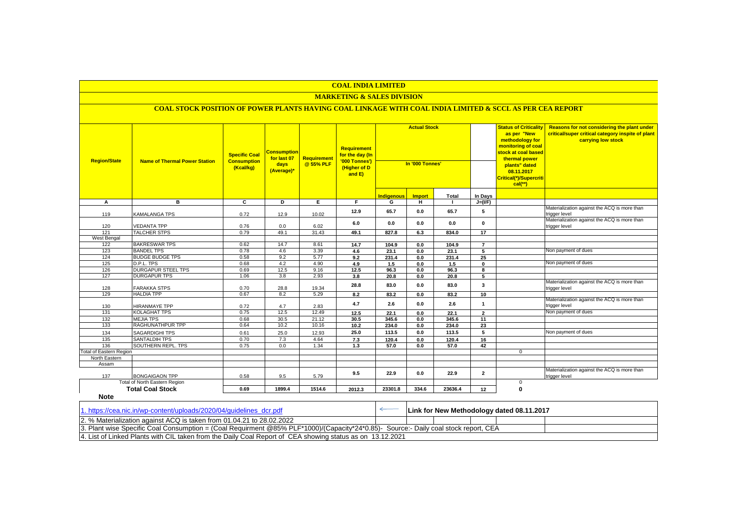# COAL INDIA LIMITED

## MARKETING & SALES DIVISION

### COAL STOCK POSITION OF POWER PLANTS HAVING COAL LINKAGE WITH COAL INDIA LIMITED & SCCL AS PER CEA REPORT

| Region/State | Name of Thermal Power Station | Specific Coal Consumption (Kcal/kg) | Consumption for last 07 days (Average)* | Requirement @ 55% PLF | Requirement for the day (In '000 Tonnes') (Higher of D and E) | Actual Stock In '000 Tonnes' | | | | Status of Criticality as per "New methodology for monitoring of coal stock at coal based thermal power plants" dated 08.11.2017 Critical(*)/Supercritical(**) | Reasons for not considering the plant under critical/super critical category inspite of plant carrying low stock |
|---|---|---|---|---|---|---|---|---|---|---|---|
| | | | | | | Indigenous | Import | Total | In Days | | |
| A | B | C | D | E | F | G | H | I | J=(I/F) | | |
| 119 | KAMALANGA TPS | 0.72 | 12.9 | 10.02 | 12.9 | 65.7 | 0.0 | 65.7 | 5 | | Materialization against the ACQ is more than trigger level |
| 120 | VEDANTA TPP | 0.76 | 0.0 | 6.02 | 6.0 | 0.0 | 0.0 | 0.0 | 0 | | Materialization against the ACQ is more than trigger level |
| 121 | TALCHER STPS | 0.79 | 49.1 | 31.43 | 49.1 | 827.8 | 6.3 | 834.0 | 17 | | |
| West Bengal | | | | | | | | | | | |
| 122 | BAKRESWAR TPS | 0.62 | 14.7 | 8.61 | 14.7 | 104.9 | 0.0 | 104.9 | 7 | | |
| 123 | BANDEL TPS | 0.78 | 4.6 | 3.39 | 4.6 | 23.1 | 0.0 | 23.1 | 5 | | Non payment of dues |
| 124 | BUDGE BUDGE TPS | 0.58 | 9.2 | 5.77 | 9.2 | 231.4 | 0.0 | 231.4 | 25 | | |
| 125 | D.P.L. TPS | 0.68 | 4.2 | 4.90 | 4.9 | 1.5 | 0.0 | 1.5 | 0 | | Non payment of dues |
| 126 | DURGAPUR STEEL TPS | 0.69 | 12.5 | 9.16 | 12.5 | 96.3 | 0.0 | 96.3 | 8 | | |
| 127 | DURGAPUR TPS | 1.06 | 3.8 | 2.93 | 3.8 | 20.8 | 0.0 | 20.8 | 5 | | |
| 128 | FARAKKA STPS | 0.70 | 28.8 | 19.34 | 28.8 | 83.0 | 0.0 | 83.0 | 3 | | Materialization against the ACQ is more than trigger level |
| 129 | HALDIA TPP | 0.67 | 8.2 | 5.29 | 8.2 | 83.2 | 0.0 | 83.2 | 10 | | |
| 130 | HIRANMAYE TPP | 0.72 | 4.7 | 2.83 | 4.7 | 2.6 | 0.0 | 2.6 | 1 | | Materialization against the ACQ is more than trigger level |
| 131 | KOLAGHAT TPS | 0.75 | 12.5 | 12.49 | 12.5 | 22.1 | 0.0 | 22.1 | 2 | | Non payment of dues |
| 132 | MEJIA TPS | 0.68 | 30.5 | 21.12 | 30.5 | 345.6 | 0.0 | 345.6 | 11 | | |
| 133 | RAGHUNATHPUR TPP | 0.64 | 10.2 | 10.16 | 10.2 | 234.0 | 0.0 | 234.0 | 23 | | |
| 134 | SAGARDIGHI TPS | 0.61 | 25.0 | 12.93 | 25.0 | 113.5 | 0.0 | 113.5 | 5 | | Non payment of dues |
| 135 | SANTALDIH TPS | 0.70 | 7.3 | 4.64 | 7.3 | 120.4 | 0.0 | 120.4 | 16 | | |
| 136 | SOUTHERN REPL. TPS | 0.75 | 0.0 | 1.34 | 1.3 | 57.0 | 0.0 | 57.0 | 42 | | |
| Total of Eastern Region | | | | | | | | | | 0 | |
| North Eastern | | | | | | | | | | | |
| Assam | | | | | | | | | | | |
| 137 | BONGAIGAON TPP | 0.58 | 9.5 | 5.79 | 9.5 | 22.9 | 0.0 | 22.9 | 2 | | Materialization against the ACQ is more than trigger level |
| Total of North Eastern Region | | | | | | | | | | 0 | |
| Total Coal Stock | | 0.69 | 1899.4 | 1514.6 | 2012.3 | 23301.8 | 334.6 | 23636.4 | 12 | 0 | |

**Note**

1. https://cea.nic.in/wp-content/uploads/2020/04/guidelines_dcr.pdf ⟵ Link for New Methodology dated 08.11.2017
2. % Materialization against ACQ is taken from 01.04.21 to 28.02.2022
3. Plant wise Specific Coal Consumption = (Coal Requirment @85% PLF*1000)/(Capacity*24*0.85)- Source:- Daily coal stock report, CEA
4. List of Linked Plants with CIL taken from the Daily Coal Report of CEA showing status as on 13.12.2021